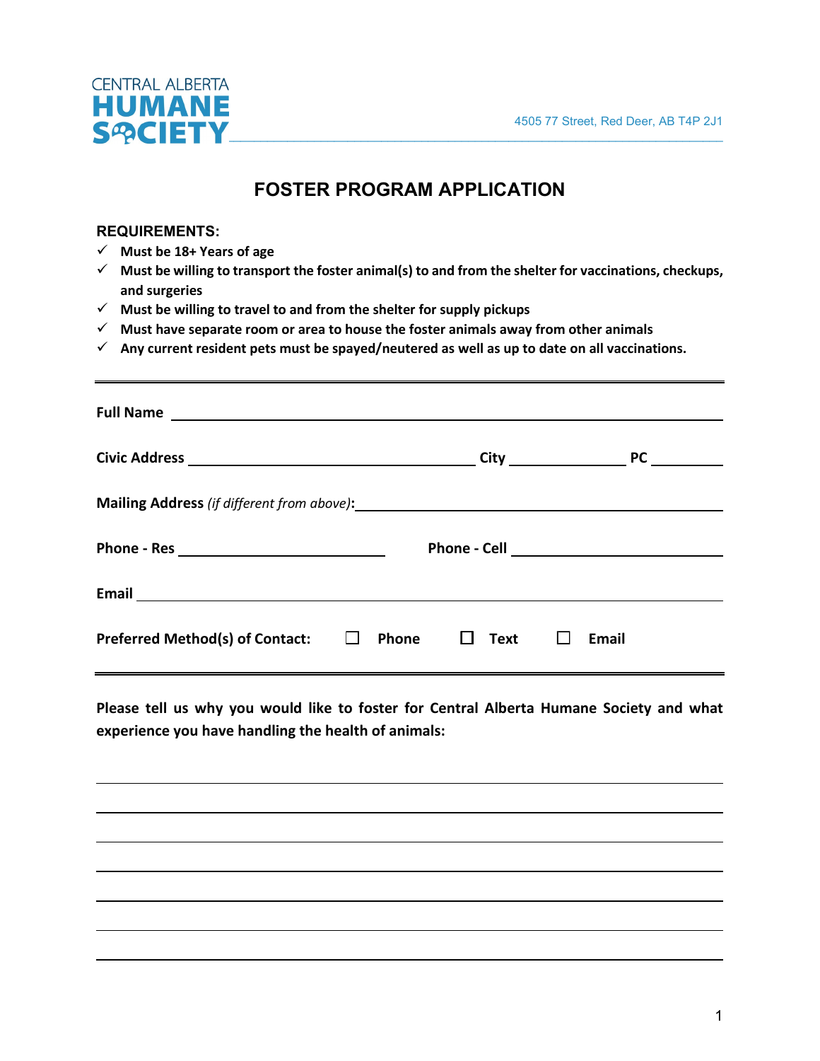CENTRAL ALBERTA
**HUMANE SOCIETY**

4505 77 Street, Red Deer, AB T4P 2J1

# FOSTER PROGRAM APPLICATION

**REQUIREMENTS:**

- ✓ **Must be 18+ Years of age**
- ✓ **Must be willing to transport the foster animal(s) to and from the shelter for vaccinations, checkups, and surgeries**
- ✓ **Must be willing to travel to and from the shelter for supply pickups**
- ✓ **Must have separate room or area to house the foster animals away from other animals**
- ✓ **Any current resident pets must be spayed/neutered as well as up to date on all vaccinations.**

---

**Full Name** ______________________________________________

**Civic Address** ______________________ **City** ____________ **PC** ________

**Mailing Address** *(if different from above)*: ______________________________

**Phone - Res** ____________________ **Phone - Cell** ____________________

**Email** ______________________________________________

**Preferred Method(s) of Contact:** ☐ **Phone** ☐ **Text** ☐ **Email**

---

**Please tell us why you would like to foster for Central Alberta Humane Society and what experience you have handling the health of animals:**

______________________________________________

______________________________________________

______________________________________________

______________________________________________

______________________________________________

______________________________________________

______________________________________________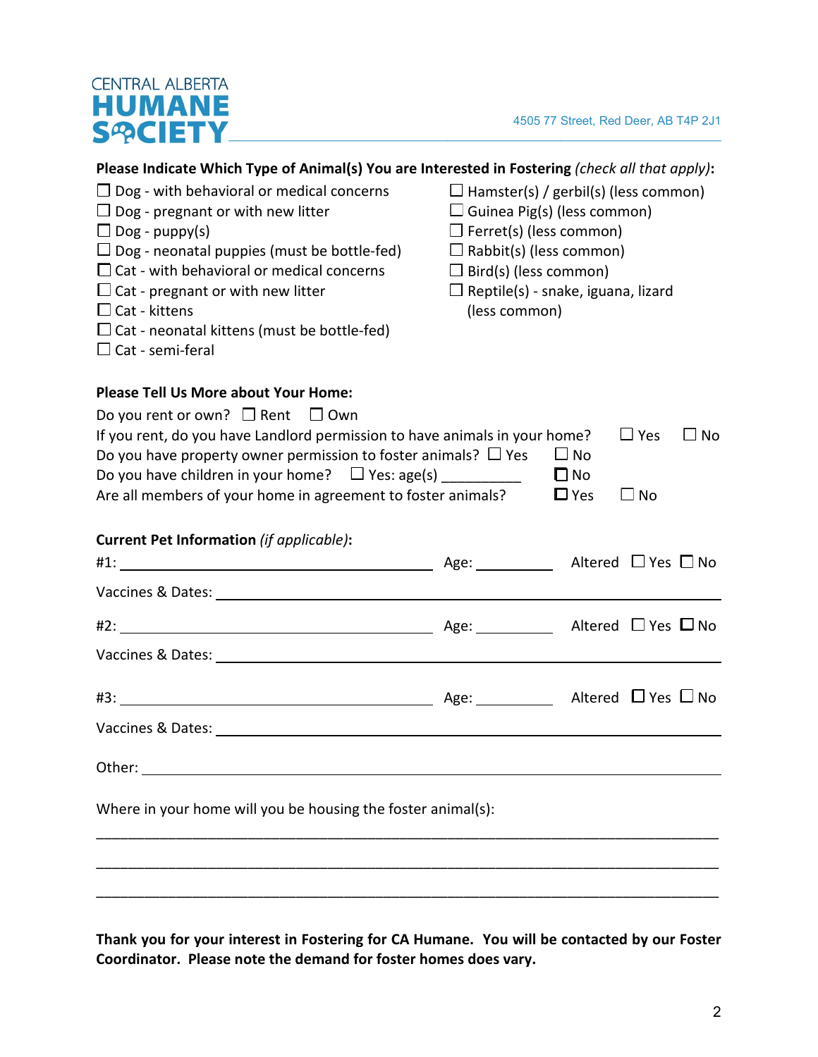CENTRAL ALBERTA
**HUMANE SOCIETY**

4505 77 Street, Red Deer, AB T4P 2J1

**Please Indicate Which Type of Animal(s) You are Interested in Fostering** *(check all that apply)***:**

☐ Dog - with behavioral or medical concerns
☐ Dog - pregnant or with new litter
☐ Dog - puppy(s)
☐ Dog - neonatal puppies (must be bottle-fed)
☐ Cat - with behavioral or medical concerns
☐ Cat - pregnant or with new litter
☐ Cat - kittens
☐ Cat - neonatal kittens (must be bottle-fed)
☐ Cat - semi-feral
☐ Hamster(s) / gerbil(s) (less common)
☐ Guinea Pig(s) (less common)
☐ Ferret(s) (less common)
☐ Rabbit(s) (less common)
☐ Bird(s) (less common)
☐ Reptile(s) - snake, iguana, lizard (less common)

**Please Tell Us More about Your Home:**

Do you rent or own? ☐ Rent ☐ Own

If you rent, do you have Landlord permission to have animals in your home? ☐ Yes ☐ No

Do you have property owner permission to foster animals? ☐ Yes ☐ No

Do you have children in your home? ☐ Yes: age(s) __________ ☐ No

Are all members of your home in agreement to foster animals? ☐ Yes ☐ No

**Current Pet Information** *(if applicable)***:**

#1: ________________________________ Age: __________ Altered ☐ Yes ☐ No

Vaccines & Dates: ________________________________________________

#2: ________________________________ Age: __________ Altered ☐ Yes ☐ No

Vaccines & Dates: ________________________________________________

#3: ________________________________ Age: __________ Altered ☐ Yes ☐ No

Vaccines & Dates: ________________________________________________

Other: ________________________________________________

Where in your home will you be housing the foster animal(s):

________________________________________________________________________

________________________________________________________________________

________________________________________________________________________

**Thank you for your interest in Fostering for CA Humane. You will be contacted by our Foster Coordinator. Please note the demand for foster homes does vary.**